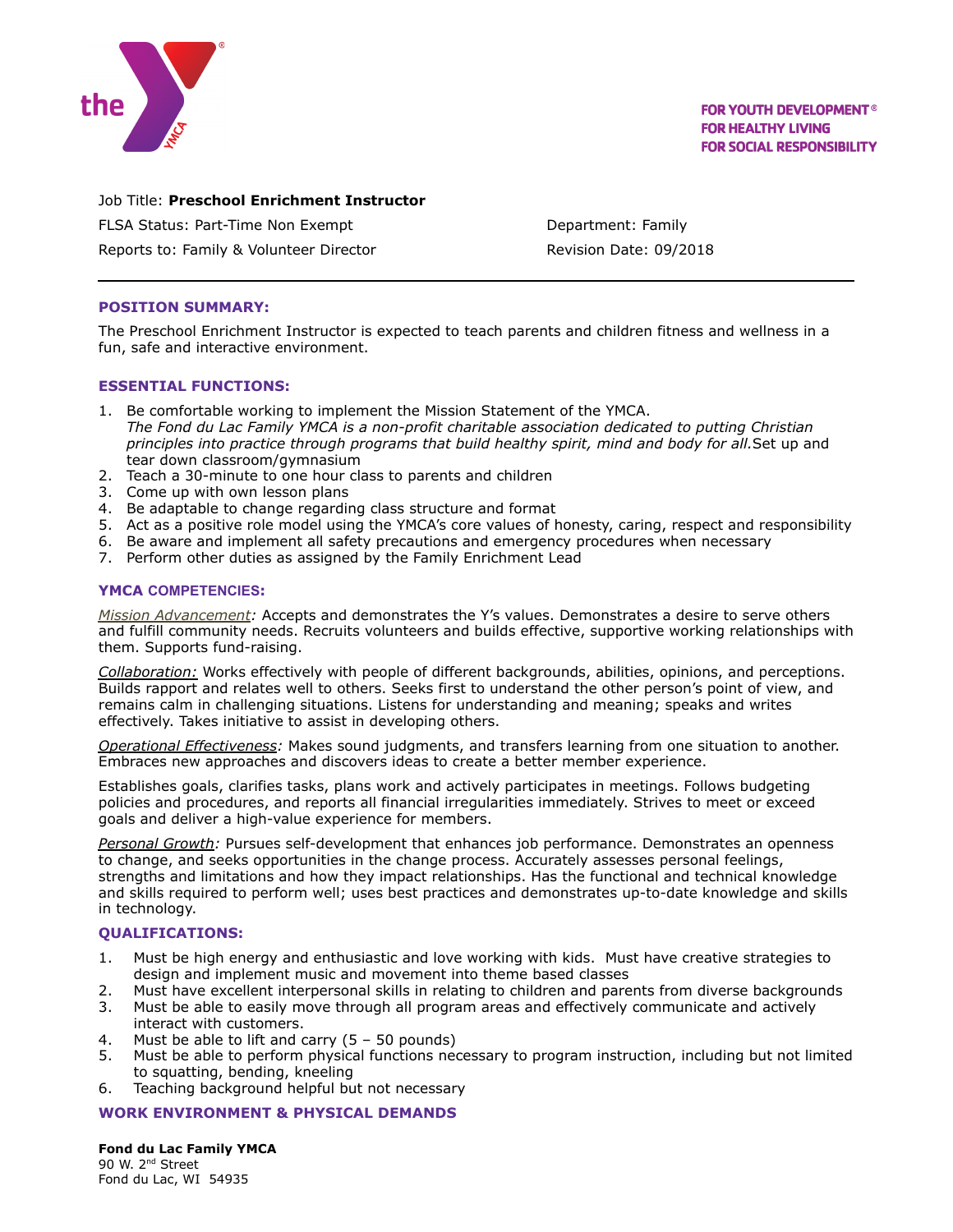FOR YOUTH DEVELOPMENT®
FOR HEALTHY LIVING
FOR SOCIAL RESPONSIBILITY

Job Title: **Preschool Enrichment Instructor**

FLSA Status: Part-Time Non Exempt

Department: Family

Reports to: Family & Volunteer Director

Revision Date: 09/2018

---

### POSITION SUMMARY:

The Preschool Enrichment Instructor is expected to teach parents and children fitness and wellness in a fun, safe and interactive environment.

### ESSENTIAL FUNCTIONS:

1. Be comfortable working to implement the Mission Statement of the YMCA.
   *The Fond du Lac Family YMCA is a non-profit charitable association dedicated to putting Christian principles into practice through programs that build healthy spirit, mind and body for all.*Set up and tear down classroom/gymnasium
2. Teach a 30-minute to one hour class to parents and children
3. Come up with own lesson plans
4. Be adaptable to change regarding class structure and format
5. Act as a positive role model using the YMCA's core values of honesty, caring, respect and responsibility
6. Be aware and implement all safety precautions and emergency procedures when necessary
7. Perform other duties as assigned by the Family Enrichment Lead

### YMCA COMPETENCIES:

*Mission Advancement:* Accepts and demonstrates the Y's values. Demonstrates a desire to serve others and fulfill community needs. Recruits volunteers and builds effective, supportive working relationships with them. Supports fund-raising.

*Collaboration:* Works effectively with people of different backgrounds, abilities, opinions, and perceptions. Builds rapport and relates well to others. Seeks first to understand the other person's point of view, and remains calm in challenging situations. Listens for understanding and meaning; speaks and writes effectively. Takes initiative to assist in developing others.

*Operational Effectiveness:* Makes sound judgments, and transfers learning from one situation to another. Embraces new approaches and discovers ideas to create a better member experience.

Establishes goals, clarifies tasks, plans work and actively participates in meetings. Follows budgeting policies and procedures, and reports all financial irregularities immediately. Strives to meet or exceed goals and deliver a high-value experience for members.

*Personal Growth:* Pursues self-development that enhances job performance. Demonstrates an openness to change, and seeks opportunities in the change process. Accurately assesses personal feelings, strengths and limitations and how they impact relationships. Has the functional and technical knowledge and skills required to perform well; uses best practices and demonstrates up-to-date knowledge and skills in technology.

### QUALIFICATIONS:

1. Must be high energy and enthusiastic and love working with kids. Must have creative strategies to design and implement music and movement into theme based classes
2. Must have excellent interpersonal skills in relating to children and parents from diverse backgrounds
3. Must be able to easily move through all program areas and effectively communicate and actively interact with customers.
4. Must be able to lift and carry (5 – 50 pounds)
5. Must be able to perform physical functions necessary to program instruction, including but not limited to squatting, bending, kneeling
6. Teaching background helpful but not necessary

### WORK ENVIRONMENT & PHYSICAL DEMANDS

**Fond du Lac Family YMCA**
90 W. 2nd Street
Fond du Lac, WI 54935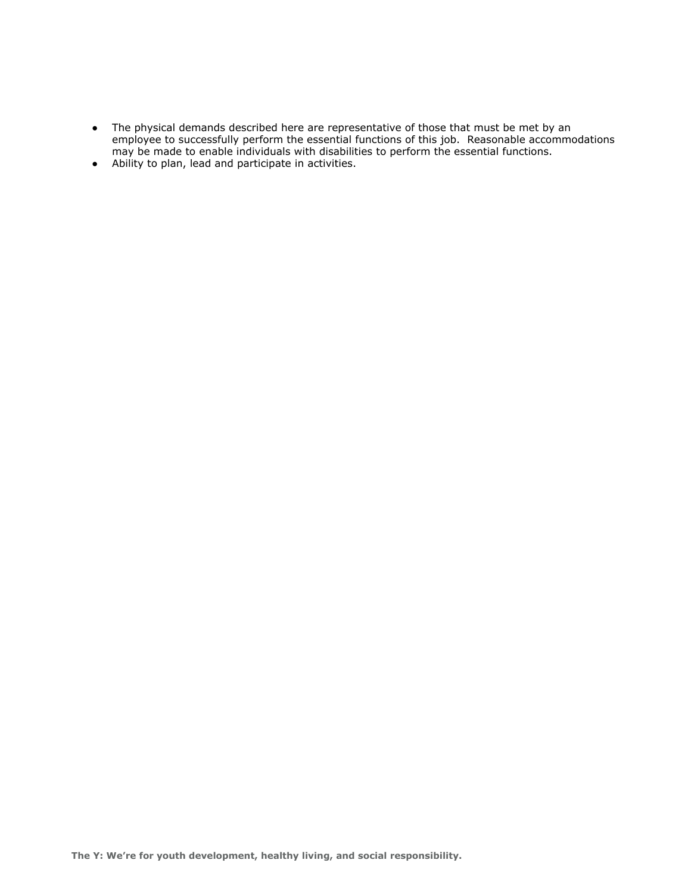- The physical demands described here are representative of those that must be met by an employee to successfully perform the essential functions of this job. Reasonable accommodations may be made to enable individuals with disabilities to perform the essential functions.
- Ability to plan, lead and participate in activities.